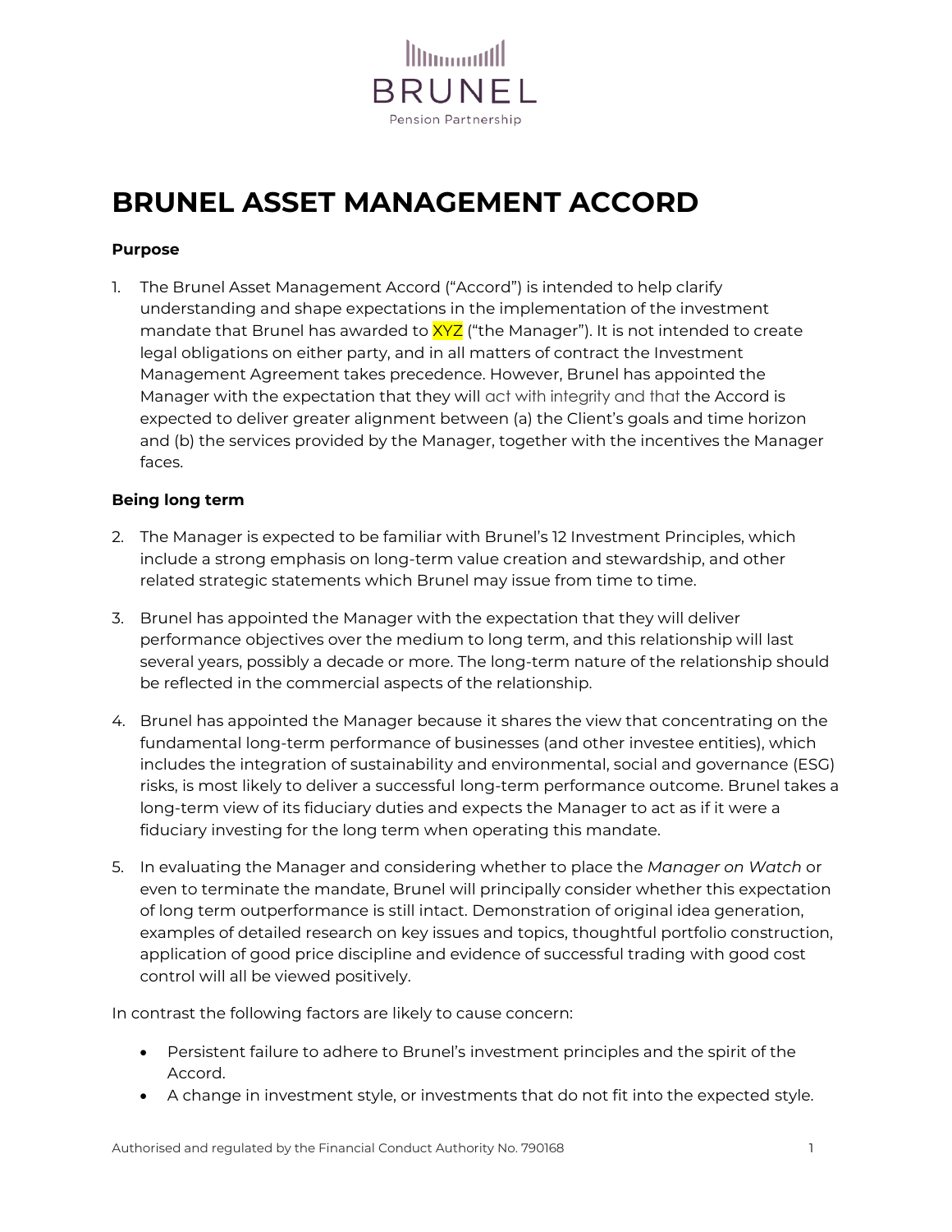# BRUNEL ASSET MANAGEMENT ACCORD

### Purpose

1. The Brunel Asset Management Accord ("Accord") is intended to help clarify understanding and shape expectations in the implementation of the investment mandate that Brunel has awarded to XYZ ("the Manager"). It is not intended to create legal obligations on either party, and in all matters of contract the Investment Management Agreement takes precedence. However, Brunel has appointed the Manager with the expectation that they will act with integrity and that the Accord is expected to deliver greater alignment between (a) the Client's goals and time horizon and (b) the services provided by the Manager, together with the incentives the Manager faces.

### Being long term

2. The Manager is expected to be familiar with Brunel's 12 Investment Principles, which include a strong emphasis on long-term value creation and stewardship, and other related strategic statements which Brunel may issue from time to time.

3. Brunel has appointed the Manager with the expectation that they will deliver performance objectives over the medium to long term, and this relationship will last several years, possibly a decade or more. The long-term nature of the relationship should be reflected in the commercial aspects of the relationship.

4. Brunel has appointed the Manager because it shares the view that concentrating on the fundamental long-term performance of businesses (and other investee entities), which includes the integration of sustainability and environmental, social and governance (ESG) risks, is most likely to deliver a successful long-term performance outcome. Brunel takes a long-term view of its fiduciary duties and expects the Manager to act as if it were a fiduciary investing for the long term when operating this mandate.

5. In evaluating the Manager and considering whether to place the *Manager on Watch* or even to terminate the mandate, Brunel will principally consider whether this expectation of long term outperformance is still intact. Demonstration of original idea generation, examples of detailed research on key issues and topics, thoughtful portfolio construction, application of good price discipline and evidence of successful trading with good cost control will all be viewed positively.

In contrast the following factors are likely to cause concern:

- Persistent failure to adhere to Brunel's investment principles and the spirit of the Accord.
- A change in investment style, or investments that do not fit into the expected style.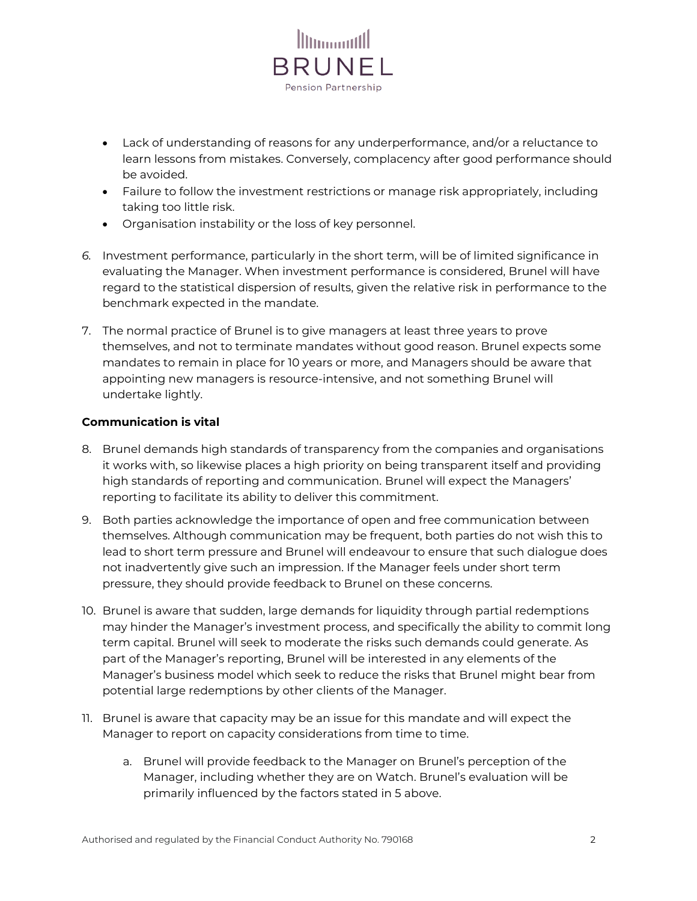- Lack of understanding of reasons for any underperformance, and/or a reluctance to learn lessons from mistakes. Conversely, complacency after good performance should be avoided.
- Failure to follow the investment restrictions or manage risk appropriately, including taking too little risk.
- Organisation instability or the loss of key personnel.

6. Investment performance, particularly in the short term, will be of limited significance in evaluating the Manager. When investment performance is considered, Brunel will have regard to the statistical dispersion of results, given the relative risk in performance to the benchmark expected in the mandate.

7. The normal practice of Brunel is to give managers at least three years to prove themselves, and not to terminate mandates without good reason. Brunel expects some mandates to remain in place for 10 years or more, and Managers should be aware that appointing new managers is resource-intensive, and not something Brunel will undertake lightly.

**Communication is vital**

8. Brunel demands high standards of transparency from the companies and organisations it works with, so likewise places a high priority on being transparent itself and providing high standards of reporting and communication. Brunel will expect the Managers' reporting to facilitate its ability to deliver this commitment.

9. Both parties acknowledge the importance of open and free communication between themselves. Although communication may be frequent, both parties do not wish this to lead to short term pressure and Brunel will endeavour to ensure that such dialogue does not inadvertently give such an impression. If the Manager feels under short term pressure, they should provide feedback to Brunel on these concerns.

10. Brunel is aware that sudden, large demands for liquidity through partial redemptions may hinder the Manager's investment process, and specifically the ability to commit long term capital. Brunel will seek to moderate the risks such demands could generate. As part of the Manager's reporting, Brunel will be interested in any elements of the Manager's business model which seek to reduce the risks that Brunel might bear from potential large redemptions by other clients of the Manager.

11. Brunel is aware that capacity may be an issue for this mandate and will expect the Manager to report on capacity considerations from time to time.

    a. Brunel will provide feedback to the Manager on Brunel's perception of the Manager, including whether they are on Watch. Brunel's evaluation will be primarily influenced by the factors stated in 5 above.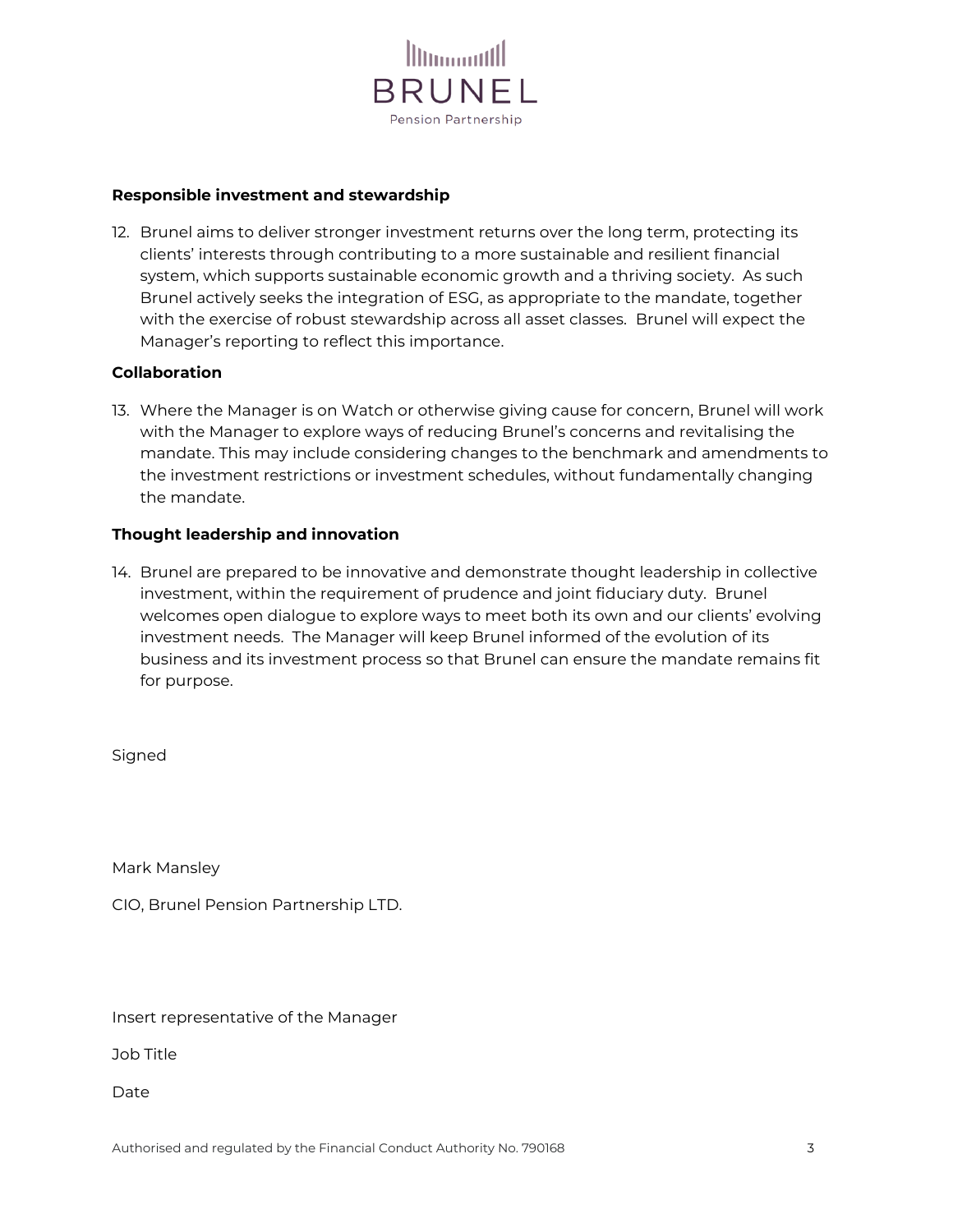**Responsible investment and stewardship**

12. Brunel aims to deliver stronger investment returns over the long term, protecting its clients' interests through contributing to a more sustainable and resilient financial system, which supports sustainable economic growth and a thriving society. As such Brunel actively seeks the integration of ESG, as appropriate to the mandate, together with the exercise of robust stewardship across all asset classes. Brunel will expect the Manager's reporting to reflect this importance.

**Collaboration**

13. Where the Manager is on Watch or otherwise giving cause for concern, Brunel will work with the Manager to explore ways of reducing Brunel's concerns and revitalising the mandate. This may include considering changes to the benchmark and amendments to the investment restrictions or investment schedules, without fundamentally changing the mandate.

**Thought leadership and innovation**

14. Brunel are prepared to be innovative and demonstrate thought leadership in collective investment, within the requirement of prudence and joint fiduciary duty. Brunel welcomes open dialogue to explore ways to meet both its own and our clients' evolving investment needs. The Manager will keep Brunel informed of the evolution of its business and its investment process so that Brunel can ensure the mandate remains fit for purpose.

Signed

Mark Mansley

CIO, Brunel Pension Partnership LTD.

Insert representative of the Manager

Job Title

Date

Authorised and regulated by the Financial Conduct Authority No. 790168